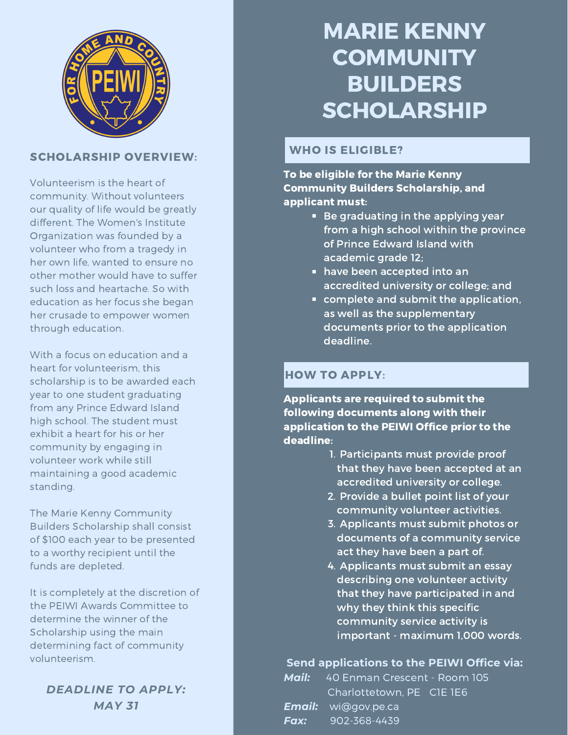# MARIE KENNY COMMUNITY BUILDERS SCHOLARSHIP

## SCHOLARSHIP OVERVIEW:

Volunteerism is the heart of community. Without volunteers our quality of life would be greatly different. The Women's Institute Organization was founded by a volunteer who from a tragedy in her own life, wanted to ensure no other mother would have to suffer such loss and heartache. So with education as her focus she began her crusade to empower women through education.

With a focus on education and a heart for volunteerism, this scholarship is to be awarded each year to one student graduating from any Prince Edward Island high school. The student must exhibit a heart for his or her community by engaging in volunteer work while still maintaining a good academic standing.

The Marie Kenny Community Builders Scholarship shall consist of $100 each year to be presented to a worthy recipient until the funds are depleted.

It is completely at the discretion of the PEIWI Awards Committee to determine the winner of the Scholarship using the main determining fact of community volunteerism.

***DEADLINE TO APPLY: MAY 31***

## WHO IS ELIGIBLE?

**To be eligible for the Marie Kenny Community Builders Scholarship, and applicant must:**

- Be graduating in the applying year from a high school within the province of Prince Edward Island with academic grade 12;
- have been accepted into an accredited university or college; and
- complete and submit the application, as well as the supplementary documents prior to the application deadline.

## HOW TO APPLY:

**Applicants are required to submit the following documents along with their application to the PEIWI Office prior to the deadline:**

1. Participants must provide proof that they have been accepted at an accredited university or college.
2. Provide a bullet point list of your community volunteer activities.
3. Applicants must submit photos or documents of a community service act they have been a part of.
4. Applicants must submit an essay describing one volunteer activity that they have participated in and why they think this specific community service activity is important - maximum 1,000 words.

**Send applications to the PEIWI Office via:**

***Mail:*** 40 Enman Crescent - Room 105
Charlottetown, PE C1E 1E6

***Email:*** wi@gov.pe.ca

***Fax:*** 902-368-4439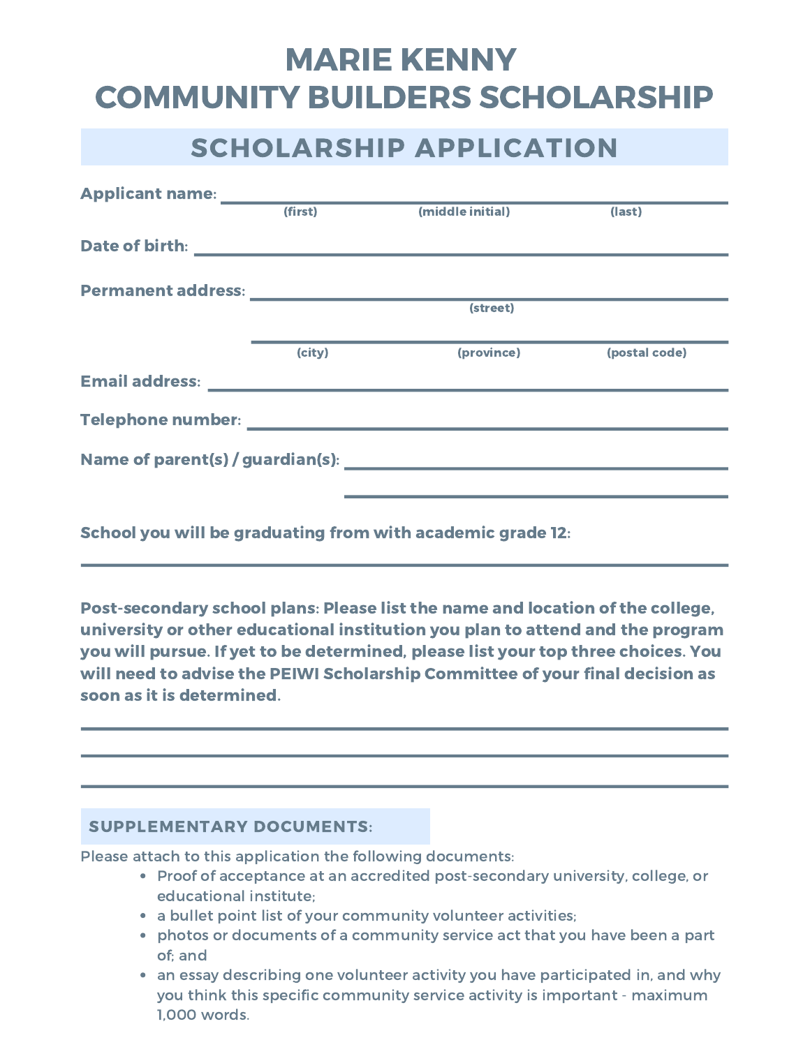# MARIE KENNY COMMUNITY BUILDERS SCHOLARSHIP

## SCHOLARSHIP APPLICATION

**Applicant name:** ______________________________________________
(first) (middle initial) (last)

**Date of birth:** ______________________________________________

**Permanent address:** ______________________________________________
(street)

______________________________________________
(city) (province) (postal code)

**Email address:** ______________________________________________

**Telephone number:** ______________________________________________

**Name of parent(s) / guardian(s):** ______________________________________________

______________________________________________

**School you will be graduating from with academic grade 12:**

______________________________________________

**Post-secondary school plans: Please list the name and location of the college, university or other educational institution you plan to attend and the program you will pursue. If yet to be determined, please list your top three choices. You will need to advise the PEIWI Scholarship Committee of your final decision as soon as it is determined.**

______________________________________________

______________________________________________

______________________________________________

### SUPPLEMENTARY DOCUMENTS:

Please attach to this application the following documents:

- Proof of acceptance at an accredited post-secondary university, college, or educational institute;
- a bullet point list of your community volunteer activities;
- photos or documents of a community service act that you have been a part of; and
- an essay describing one volunteer activity you have participated in, and why you think this specific community service activity is important - maximum 1,000 words.